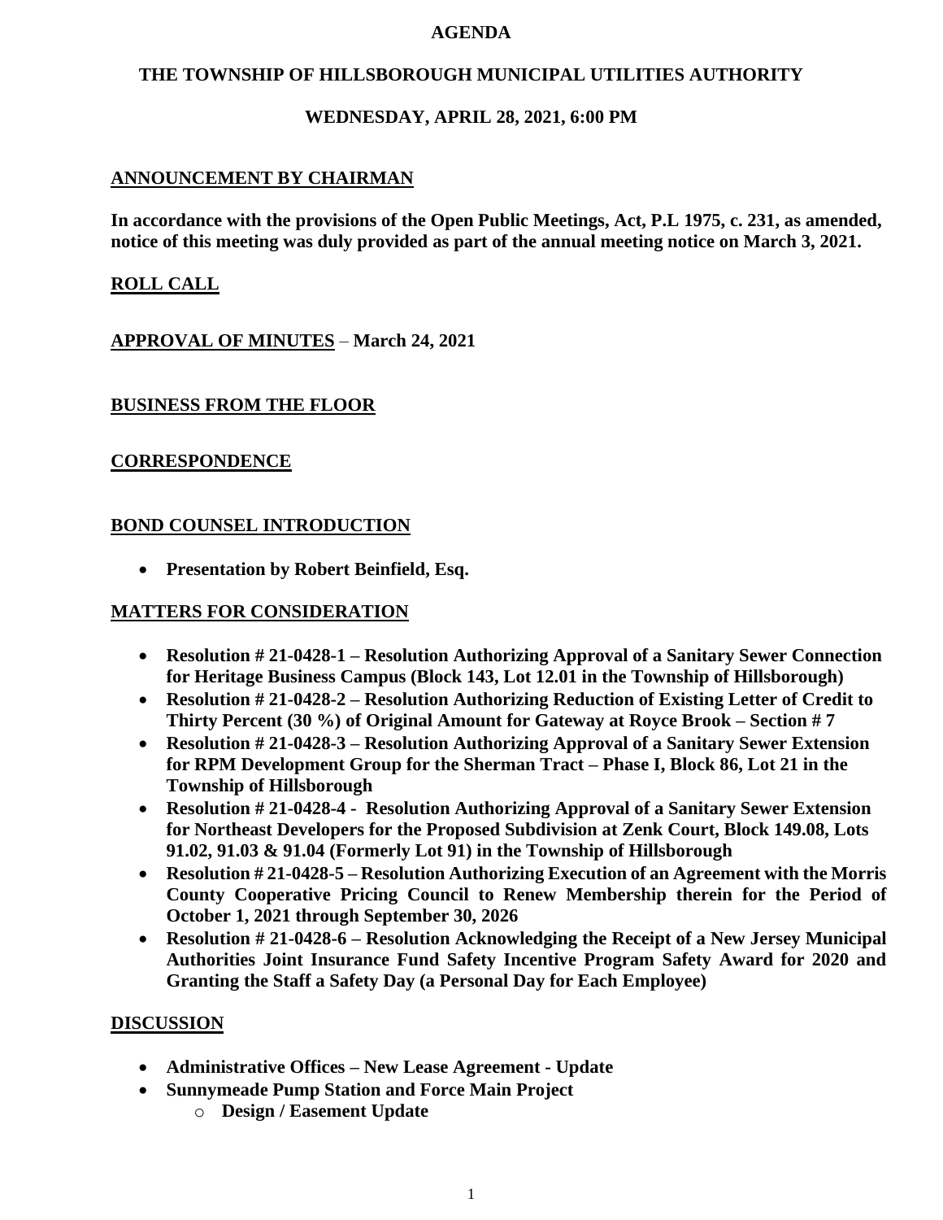# AGENDA

## THE TOWNSHIP OF HILLSBOROUGH MUNICIPAL UTILITIES AUTHORITY

### WEDNESDAY, APRIL 28, 2021, 6:00 PM

**ANNOUNCEMENT BY CHAIRMAN**

**In accordance with the provisions of the Open Public Meetings, Act, P.L 1975, c. 231, as amended, notice of this meeting was duly provided as part of the annual meeting notice on March 3, 2021.**

**ROLL CALL**

**APPROVAL OF MINUTES – March 24, 2021**

**BUSINESS FROM THE FLOOR**

**CORRESPONDENCE**

**BOND COUNSEL INTRODUCTION**

- **Presentation by Robert Beinfield, Esq.**

**MATTERS FOR CONSIDERATION**

- **Resolution # 21-0428-1 – Resolution Authorizing Approval of a Sanitary Sewer Connection for Heritage Business Campus (Block 143, Lot 12.01 in the Township of Hillsborough)**
- **Resolution # 21-0428-2 – Resolution Authorizing Reduction of Existing Letter of Credit to Thirty Percent (30 %) of Original Amount for Gateway at Royce Brook – Section # 7**
- **Resolution # 21-0428-3 – Resolution Authorizing Approval of a Sanitary Sewer Extension for RPM Development Group for the Sherman Tract – Phase I, Block 86, Lot 21 in the Township of Hillsborough**
- **Resolution # 21-0428-4 - Resolution Authorizing Approval of a Sanitary Sewer Extension for Northeast Developers for the Proposed Subdivision at Zenk Court, Block 149.08, Lots 91.02, 91.03 & 91.04 (Formerly Lot 91) in the Township of Hillsborough**
- **Resolution # 21-0428-5 – Resolution Authorizing Execution of an Agreement with the Morris County Cooperative Pricing Council to Renew Membership therein for the Period of October 1, 2021 through September 30, 2026**
- **Resolution # 21-0428-6 – Resolution Acknowledging the Receipt of a New Jersey Municipal Authorities Joint Insurance Fund Safety Incentive Program Safety Award for 2020 and Granting the Staff a Safety Day (a Personal Day for Each Employee)**

**DISCUSSION**

- **Administrative Offices – New Lease Agreement - Update**
- **Sunnymeade Pump Station and Force Main Project**
  - **Design / Easement Update**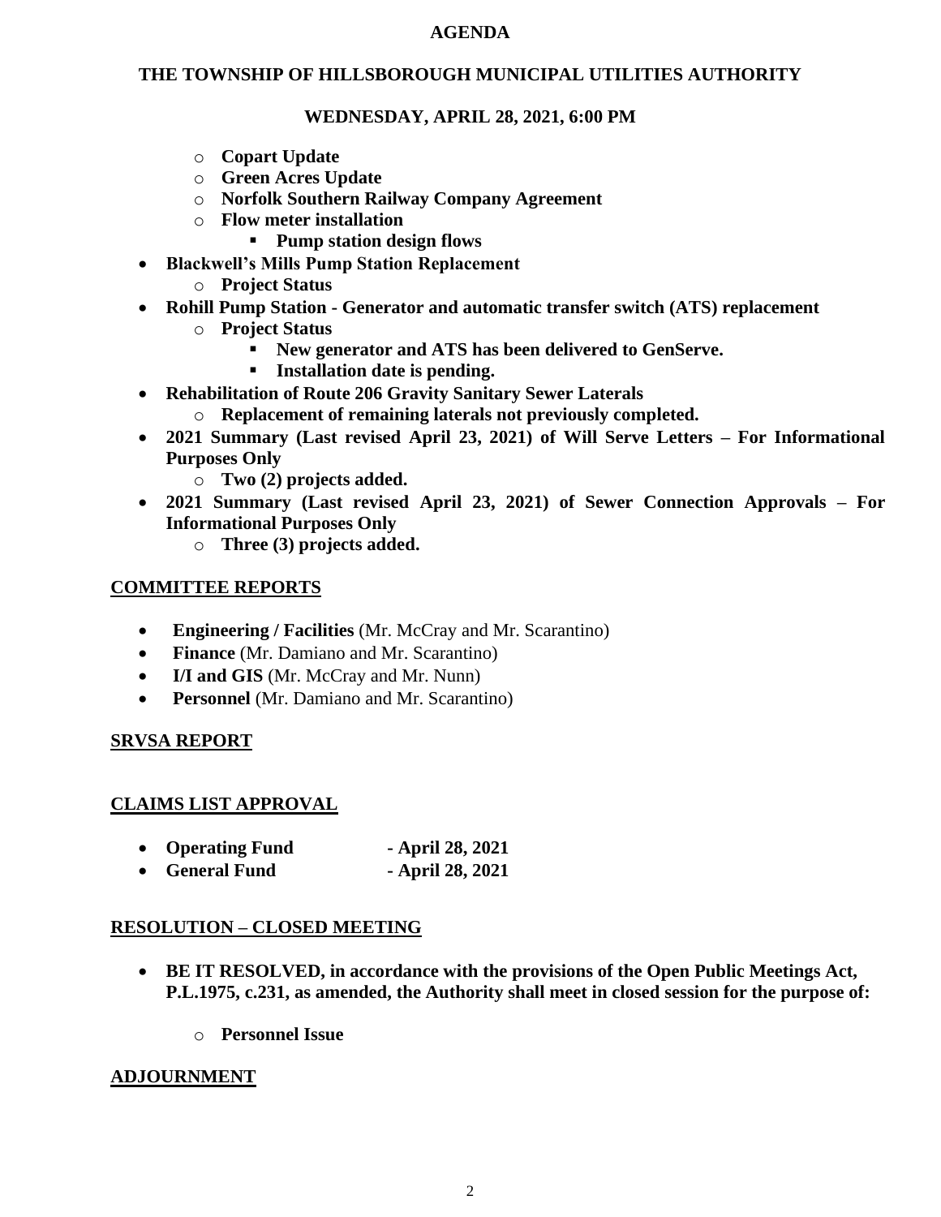**AGENDA**

**THE TOWNSHIP OF HILLSBOROUGH MUNICIPAL UTILITIES AUTHORITY**

**WEDNESDAY, APRIL 28, 2021, 6:00 PM**

  - **Copart Update**
  - **Green Acres Update**
  - **Norfolk Southern Railway Company Agreement**
  - **Flow meter installation**
    - **Pump station design flows**
- **Blackwell's Mills Pump Station Replacement**
  - **Project Status**
- **Rohill Pump Station - Generator and automatic transfer switch (ATS) replacement**
  - **Project Status**
    - **New generator and ATS has been delivered to GenServe.**
    - **Installation date is pending.**
- **Rehabilitation of Route 206 Gravity Sanitary Sewer Laterals**
  - **Replacement of remaining laterals not previously completed.**
- **2021 Summary (Last revised April 23, 2021) of Will Serve Letters – For Informational Purposes Only**
  - **Two (2) projects added.**
- **2021 Summary (Last revised April 23, 2021) of Sewer Connection Approvals – For Informational Purposes Only**
  - **Three (3) projects added.**

## COMMITTEE REPORTS

- **Engineering / Facilities** (Mr. McCray and Mr. Scarantino)
- **Finance** (Mr. Damiano and Mr. Scarantino)
- **I/I and GIS** (Mr. McCray and Mr. Nunn)
- **Personnel** (Mr. Damiano and Mr. Scarantino)

## SRVSA REPORT

## CLAIMS LIST APPROVAL

- **Operating Fund - April 28, 2021**
- **General Fund - April 28, 2021**

## RESOLUTION – CLOSED MEETING

- **BE IT RESOLVED, in accordance with the provisions of the Open Public Meetings Act, P.L.1975, c.231, as amended, the Authority shall meet in closed session for the purpose of:**
  - **Personnel Issue**

## ADJOURNMENT